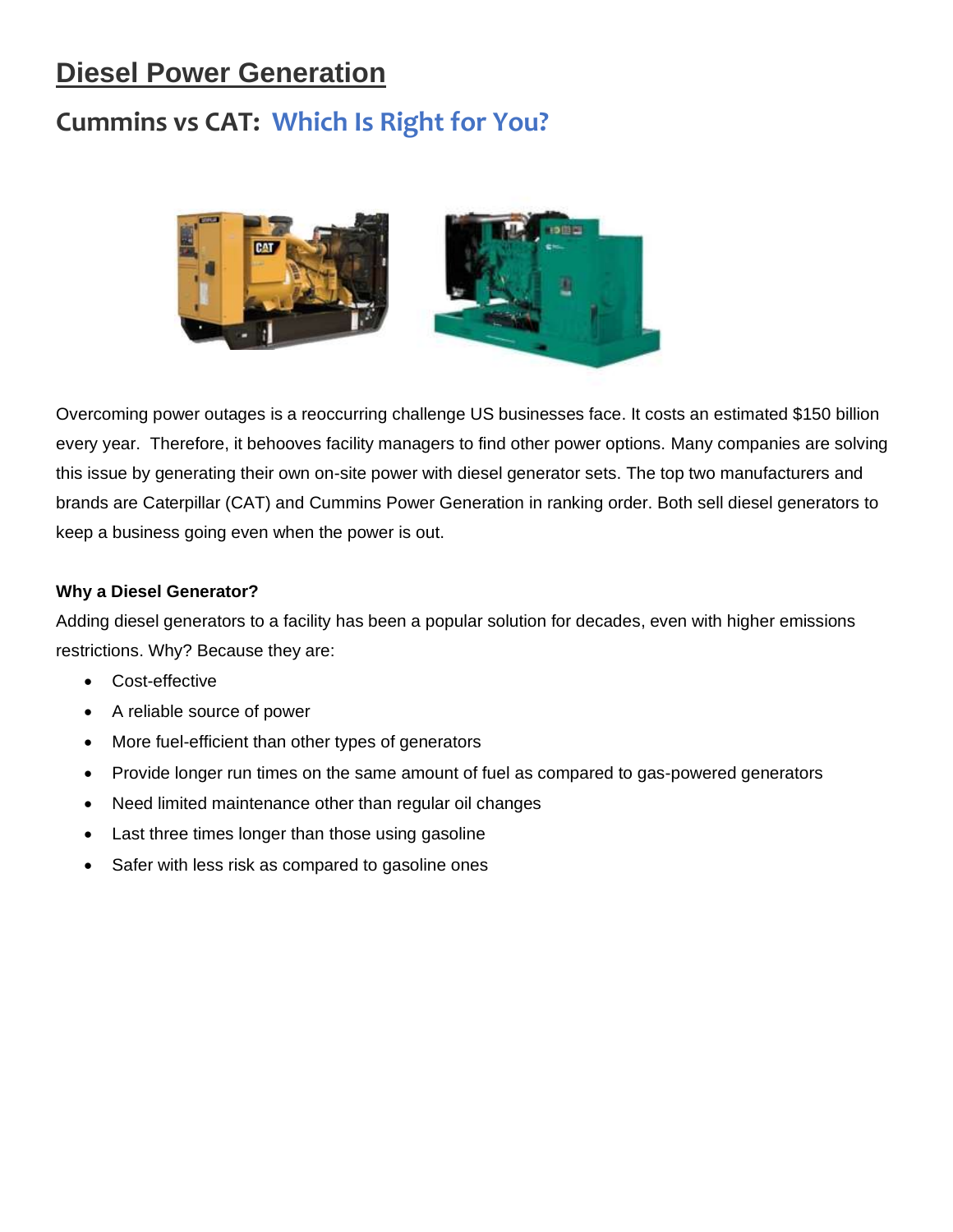# Diesel Power Generation

## Cummins vs CAT: Which Is Right for You?

Overcoming power outages is a reoccurring challenge US businesses face. It costs an estimated $150 billion every year. Therefore, it behooves facility managers to find other power options. Many companies are solving this issue by generating their own on-site power with diesel generator sets. The top two manufacturers and brands are Caterpillar (CAT) and Cummins Power Generation in ranking order. Both sell diesel generators to keep a business going even when the power is out.

**Why a Diesel Generator?**

Adding diesel generators to a facility has been a popular solution for decades, even with higher emissions restrictions. Why? Because they are:

- Cost-effective
- A reliable source of power
- More fuel-efficient than other types of generators
- Provide longer run times on the same amount of fuel as compared to gas-powered generators
- Need limited maintenance other than regular oil changes
- Last three times longer than those using gasoline
- Safer with less risk as compared to gasoline ones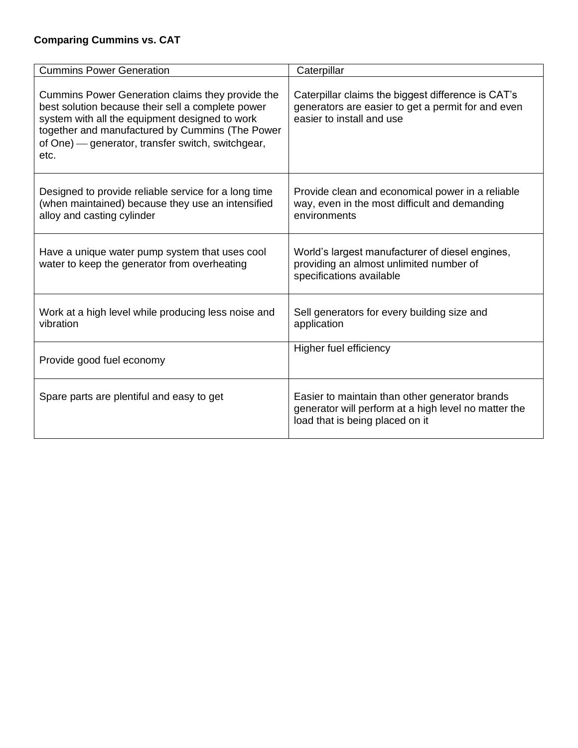**Comparing Cummins vs. CAT**

| Cummins Power Generation | Caterpillar |
| --- | --- |
| Cummins Power Generation claims they provide the best solution because their sell a complete power system with all the equipment designed to work together and manufactured by Cummins (The Power of One) — generator, transfer switch, switchgear, etc. | Caterpillar claims the biggest difference is CAT's generators are easier to get a permit for and even easier to install and use |
| Designed to provide reliable service for a long time (when maintained) because they use an intensified alloy and casting cylinder | Provide clean and economical power in a reliable way, even in the most difficult and demanding environments |
| Have a unique water pump system that uses cool water to keep the generator from overheating | World's largest manufacturer of diesel engines, providing an almost unlimited number of specifications available |
| Work at a high level while producing less noise and vibration | Sell generators for every building size and application |
| Provide good fuel economy | Higher fuel efficiency |
| Spare parts are plentiful and easy to get | Easier to maintain than other generator brands generator will perform at a high level no matter the load that is being placed on it |